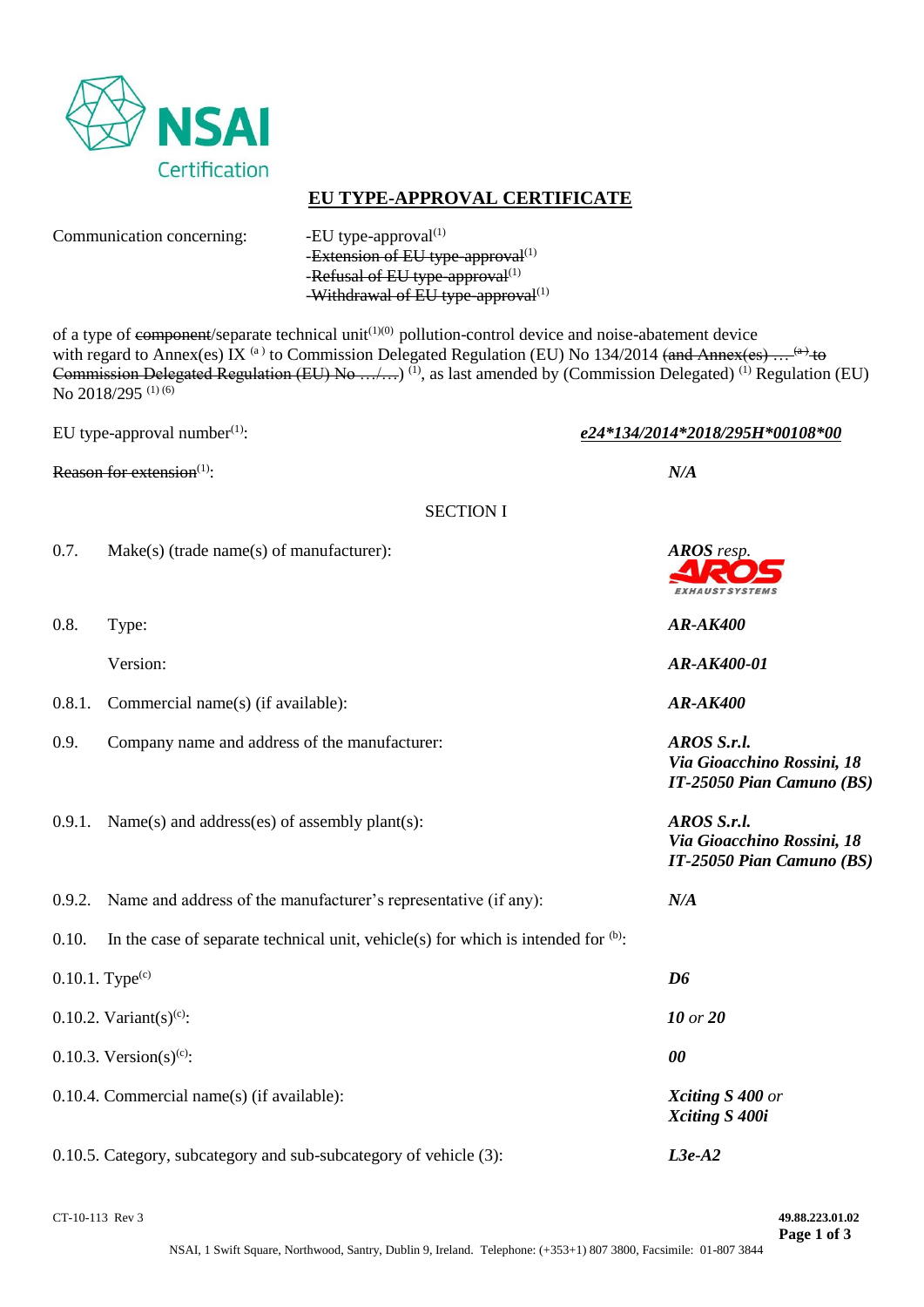## EU TYPE-APPROVAL CERTIFICATE

Communication concerning:

- -EU type-approval[1]
- ~~-Extension of EU type-approval~~[1]
- ~~-Refusal of EU type-approval~~[1]
- ~~-Withdrawal of EU type-approval~~[1]

of a type of ~~component~~/separate technical unit[1][0] pollution-control device and noise-abatement device with regard to Annex(es) IX [a] to Commission Delegated Regulation (EU) No 134/2014 ~~(and Annex(es) … [a] to Commission Delegated Regulation (EU) No …/…)~~ [1], as last amended by (Commission Delegated) [1] Regulation (EU) No 2018/295 [1] [6]

| | |
|---|---|
| EU type-approval number[1]: | ***e24\*134/2014\*2018/295H\*00108\*00*** |
| ~~Reason for extension~~[1]: | ***N/A*** |

SECTION I

| | | |
|---|---|---|
| 0.7. | Make(s) (trade name(s) of manufacturer): | ***AROS*** *resp.* AROS EXHAUST SYSTEMS |
| 0.8. | Type: | ***AR-AK400*** |
| | Version: | ***AR-AK400-01*** |
| 0.8.1. | Commercial name(s) (if available): | ***AR-AK400*** |
| 0.9. | Company name and address of the manufacturer: | ***AROS S.r.l.*** ***Via Gioacchino Rossini, 18*** ***IT-25050 Pian Camuno (BS)*** |
| 0.9.1. | Name(s) and address(es) of assembly plant(s): | ***AROS S.r.l.*** ***Via Gioacchino Rossini, 18*** ***IT-25050 Pian Camuno (BS)*** |
| 0.9.2. | Name and address of the manufacturer's representative (if any): | ***N/A*** |
| 0.10. | In the case of separate technical unit, vehicle(s) for which is intended for [b]: | |
| 0.10.1. | Type[c] | ***D6*** |
| 0.10.2. | Variant(s)[c]: | ***10*** *or* ***20*** |
| 0.10.3. | Version(s)[c]: | ***00*** |
| 0.10.4. | Commercial name(s) (if available): | ***Xciting S 400*** *or* ***Xciting S 400i*** |
| 0.10.5. | Category, subcategory and sub-subcategory of vehicle (3): | ***L3e-A2*** |

CT-10-113 Rev 3

49.88.223.01.02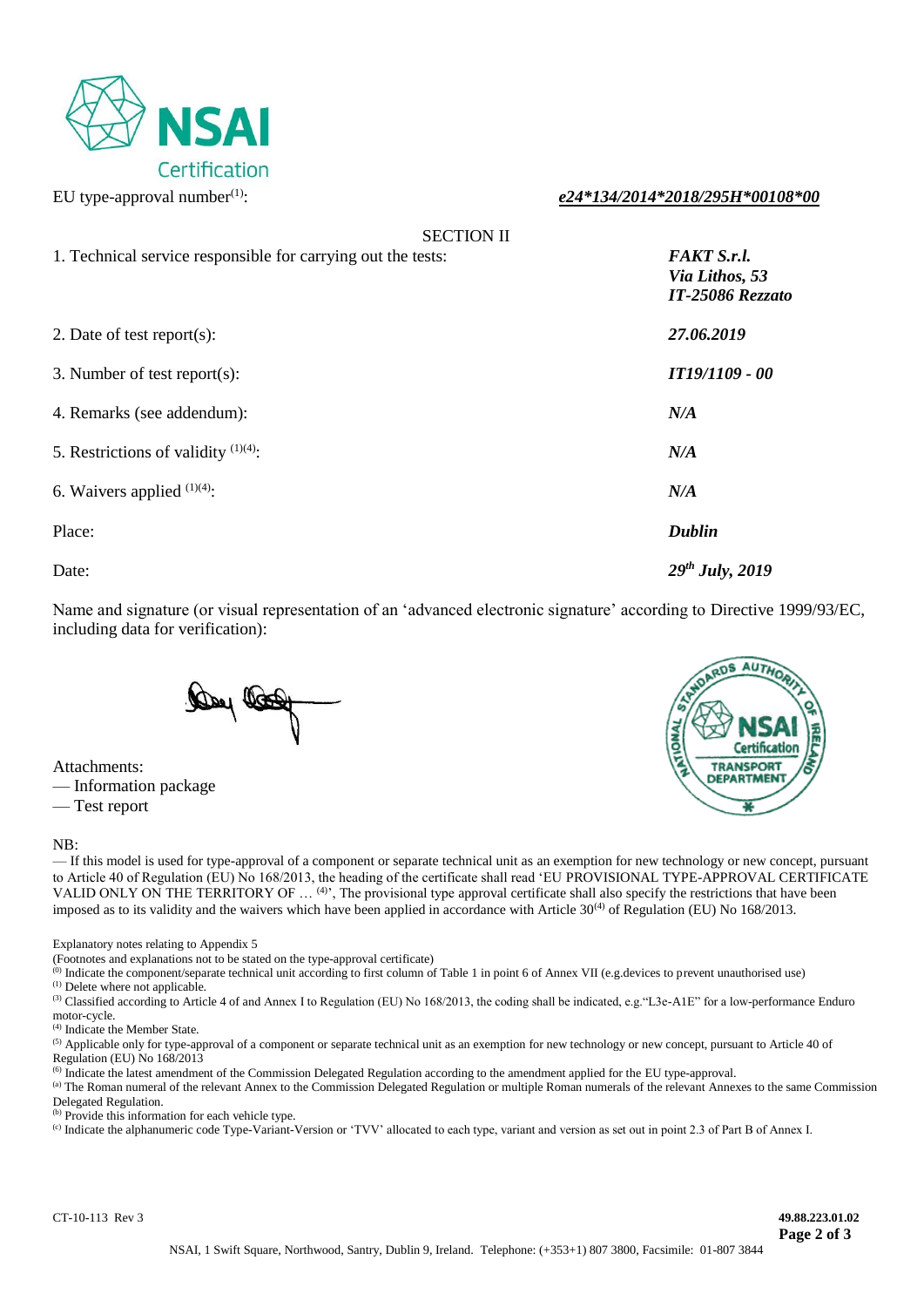EU type-approval number[(1)]: ***e24*134/2014*2018/295H*00108*00***

SECTION II

| | |
|---|---|
| 1. Technical service responsible for carrying out the tests: | ***FAKT S.r.l.*** ***Via Lithos, 53*** ***IT-25086 Rezzato*** |
| 2. Date of test report(s): | ***27.06.2019*** |
| 3. Number of test report(s): | ***IT19/1109 - 00*** |
| 4. Remarks (see addendum): | ***N/A*** |
| 5. Restrictions of validity [(1)(4)]: | ***N/A*** |
| 6. Waivers applied [(1)(4)]: | ***N/A*** |
| Place: | ***Dublin*** |
| Date: | ***29th July, 2019*** |

Name and signature (or visual representation of an 'advanced electronic signature' according to Directive 1999/93/EC, including data for verification):

Attachments:
— Information package
— Test report

NB:
— If this model is used for type-approval of a component or separate technical unit as an exemption for new technology or new concept, pursuant to Article 40 of Regulation (EU) No 168/2013, the heading of the certificate shall read 'EU PROVISIONAL TYPE-APPROVAL CERTIFICATE VALID ONLY ON THE TERRITORY OF … [(4)]', The provisional type approval certificate shall also specify the restrictions that have been imposed as to its validity and the waivers which have been applied in accordance with Article 30[(4)] of Regulation (EU) No 168/2013.

Explanatory notes relating to Appendix 5
(Footnotes and explanations not to be stated on the type-approval certificate)
[(0)] Indicate the component/separate technical unit according to first column of Table 1 in point 6 of Annex VII (e.g.devices to prevent unauthorised use)
[(1)] Delete where not applicable.
[(3)] Classified according to Article 4 of and Annex I to Regulation (EU) No 168/2013, the coding shall be indicated, e.g."L3e-A1E" for a low-performance Enduro motor-cycle.
[(4)] Indicate the Member State.
[(5)] Applicable only for type-approval of a component or separate technical unit as an exemption for new technology or new concept, pursuant to Article 40 of Regulation (EU) No 168/2013
[(6)] Indicate the latest amendment of the Commission Delegated Regulation according to the amendment applied for the EU type-approval.
[(a)] The Roman numeral of the relevant Annex to the Commission Delegated Regulation or multiple Roman numerals of the relevant Annexes to the same Commission Delegated Regulation.
[(b)] Provide this information for each vehicle type.
[(c)] Indicate the alphanumeric code Type-Variant-Version or 'TVV' allocated to each type, variant and version as set out in point 2.3 of Part B of Annex I.

CT-10-113 Rev 3

49.88.223.01.02

NSAI, 1 Swift Square, Northwood, Santry, Dublin 9, Ireland. Telephone: (+353+1) 807 3800, Facsimile: 01-807 3844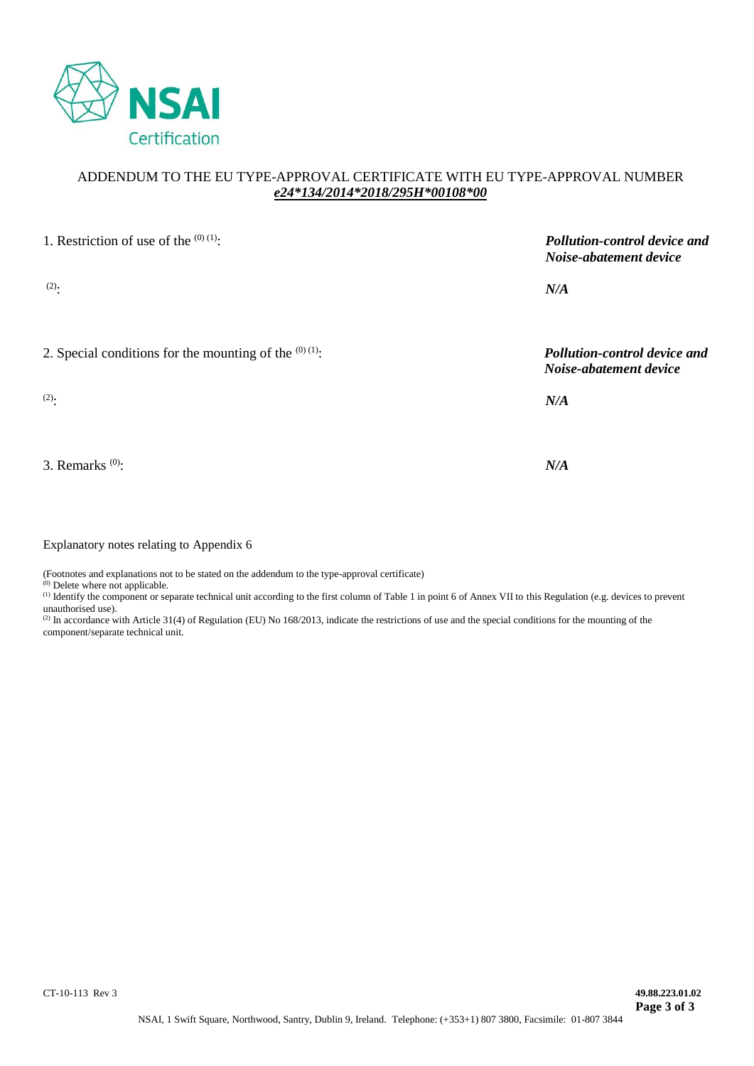ADDENDUM TO THE EU TYPE-APPROVAL CERTIFICATE WITH EU TYPE-APPROVAL NUMBER
***e24*134/2014*2018/295H*00108*00***

| | |
|---|---|
| 1. Restriction of use of the [0] [1]: | ***Pollution-control device and Noise-abatement device*** |
| [2]: | ***N/A*** |
| 2. Special conditions for the mounting of the [0] [1]: | ***Pollution-control device and Noise-abatement device*** |
| [2]: | ***N/A*** |
| 3. Remarks [0]: | ***N/A*** |

Explanatory notes relating to Appendix 6

(Footnotes and explanations not to be stated on the addendum to the type-approval certificate)
[0] Delete where not applicable.
[1] Identify the component or separate technical unit according to the first column of Table 1 in point 6 of Annex VII to this Regulation (e.g. devices to prevent unauthorised use).
[2] In accordance with Article 31(4) of Regulation (EU) No 168/2013, indicate the restrictions of use and the special conditions for the mounting of the component/separate technical unit.

CT-10-113 Rev 3 **49.88.223.01.02**

NSAI, 1 Swift Square, Northwood, Santry, Dublin 9, Ireland. Telephone: (+353+1) 807 3800, Facsimile: 01-807 3844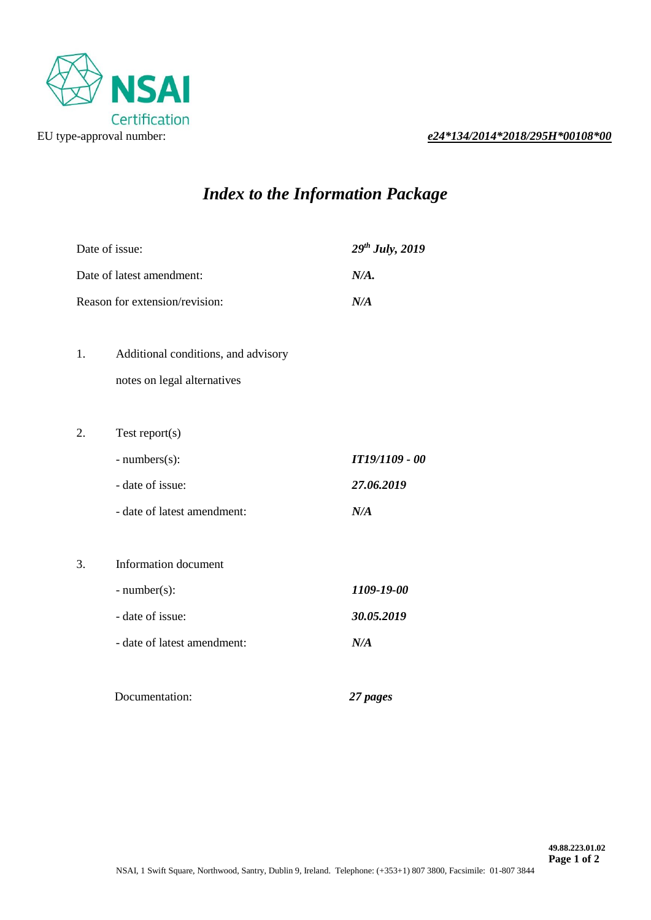NSAI Certification

EU type-approval number: ***e24*134/2014*2018/295H*00108*00***

# *Index to the Information Package*

| | |
|---|---|
| Date of issue: | ***29th July, 2019*** |
| Date of latest amendment: | ***N/A.*** |
| Reason for extension/revision: | ***N/A*** |

1. Additional conditions, and advisory notes on legal alternatives

2. Test report(s)

| | |
|---|---|
| - numbers(s): | ***IT19/1109 - 00*** |
| - date of issue: | ***27.06.2019*** |
| - date of latest amendment: | ***N/A*** |

3. Information document

| | |
|---|---|
| - number(s): | ***1109-19-00*** |
| - date of issue: | ***30.05.2019*** |
| - date of latest amendment: | ***N/A*** |

| | |
|---|---|
| Documentation: | ***27 pages*** |

49.88.223.01.02

NSAI, 1 Swift Square, Northwood, Santry, Dublin 9, Ireland. Telephone: (+353+1) 807 3800, Facsimile: 01-807 3844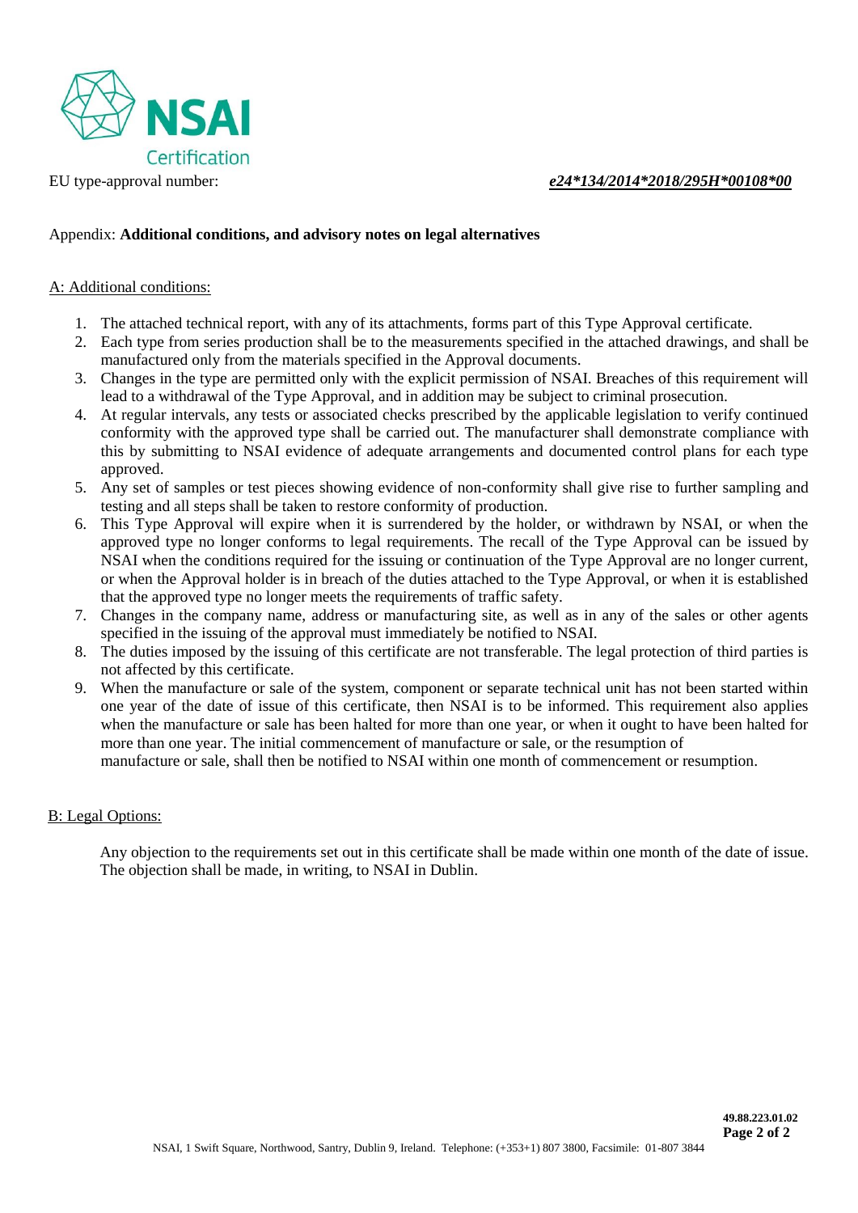NSAI Certification

EU type-approval number: ***e24*134/2014*2018/295H*00108*00***

Appendix: **Additional conditions, and advisory notes on legal alternatives**

A: Additional conditions:

1. The attached technical report, with any of its attachments, forms part of this Type Approval certificate.
2. Each type from series production shall be to the measurements specified in the attached drawings, and shall be manufactured only from the materials specified in the Approval documents.
3. Changes in the type are permitted only with the explicit permission of NSAI. Breaches of this requirement will lead to a withdrawal of the Type Approval, and in addition may be subject to criminal prosecution.
4. At regular intervals, any tests or associated checks prescribed by the applicable legislation to verify continued conformity with the approved type shall be carried out. The manufacturer shall demonstrate compliance with this by submitting to NSAI evidence of adequate arrangements and documented control plans for each type approved.
5. Any set of samples or test pieces showing evidence of non-conformity shall give rise to further sampling and testing and all steps shall be taken to restore conformity of production.
6. This Type Approval will expire when it is surrendered by the holder, or withdrawn by NSAI, or when the approved type no longer conforms to legal requirements. The recall of the Type Approval can be issued by NSAI when the conditions required for the issuing or continuation of the Type Approval are no longer current, or when the Approval holder is in breach of the duties attached to the Type Approval, or when it is established that the approved type no longer meets the requirements of traffic safety.
7. Changes in the company name, address or manufacturing site, as well as in any of the sales or other agents specified in the issuing of the approval must immediately be notified to NSAI.
8. The duties imposed by the issuing of this certificate are not transferable. The legal protection of third parties is not affected by this certificate.
9. When the manufacture or sale of the system, component or separate technical unit has not been started within one year of the date of issue of this certificate, then NSAI is to be informed. This requirement also applies when the manufacture or sale has been halted for more than one year, or when it ought to have been halted for more than one year. The initial commencement of manufacture or sale, or the resumption of manufacture or sale, shall then be notified to NSAI within one month of commencement or resumption.

B: Legal Options:

Any objection to the requirements set out in this certificate shall be made within one month of the date of issue. The objection shall be made, in writing, to NSAI in Dublin.

49.88.223.01.02

NSAI, 1 Swift Square, Northwood, Santry, Dublin 9, Ireland. Telephone: (+353+1) 807 3800, Facsimile: 01-807 3844